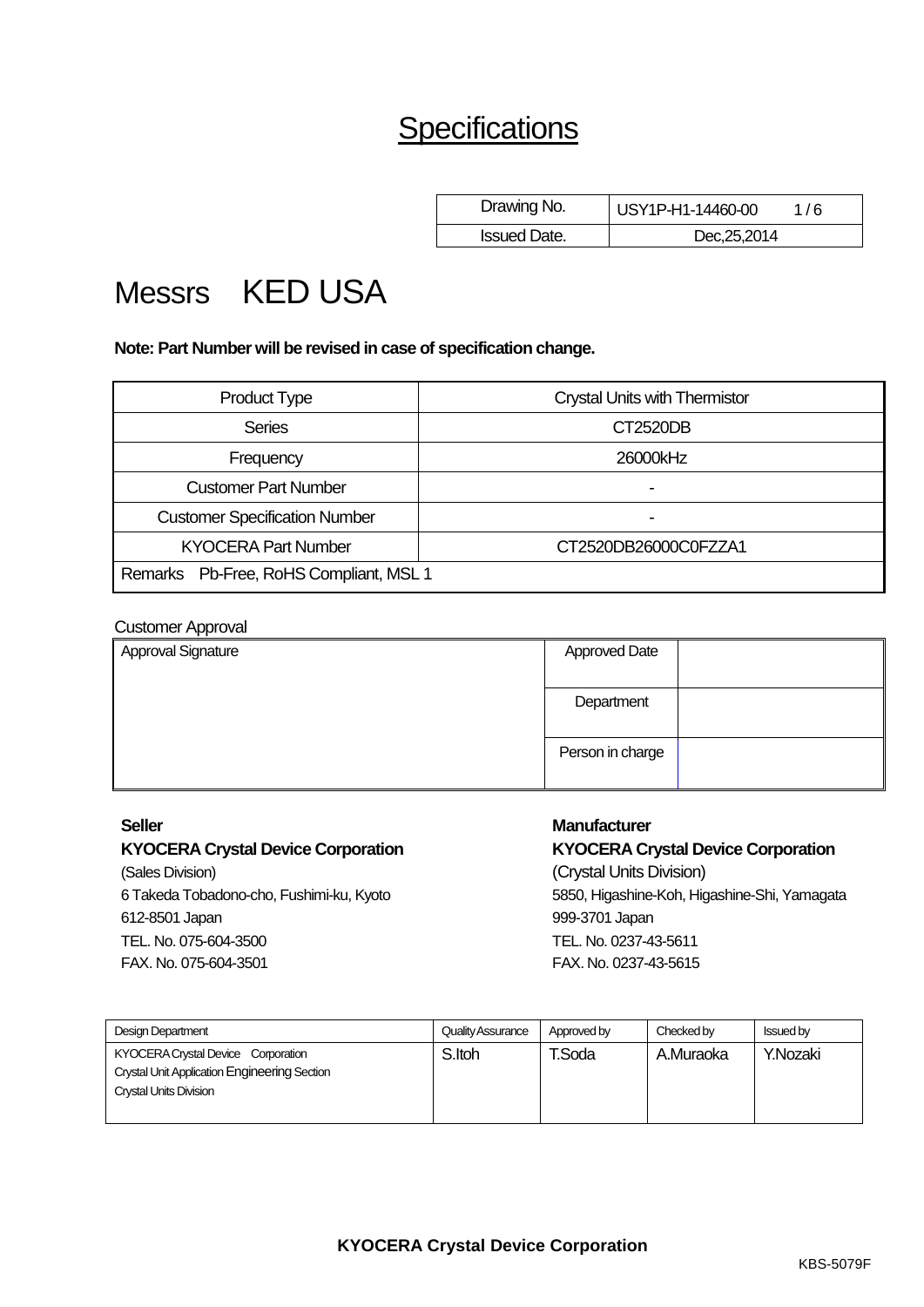# Specifications

| Drawing No. | USY1P-H1-14460-00 1 / 6 |
|---|---|
| Issued Date. | Dec,25,2014 |

# Messrs KED USA

**Note: Part Number will be revised in case of specification change.**

| Product Type | Crystal Units with Thermistor |
|---|---|
| Series | CT2520DB |
| Frequency | 26000kHz |
| Customer Part Number | - |
| Customer Specification Number | - |
| KYOCERA Part Number | CT2520DB26000C0FZZA1 |
| Remarks Pb-Free, RoHS Compliant, MSL 1 | |

Customer Approval

| Approval Signature | Approved Date | |
|---|---|---|
| | Department | |
| | Person in charge | |

**Seller**

**KYOCERA Crystal Device Corporation**

(Sales Division)
6 Takeda Tobadono-cho, Fushimi-ku, Kyoto
612-8501 Japan
TEL. No. 075-604-3500
FAX. No. 075-604-3501

**Manufacturer**

**KYOCERA Crystal Device Corporation**

(Crystal Units Division)
5850, Higashine-Koh, Higashine-Shi, Yamagata
999-3701 Japan
TEL. No. 0237-43-5611
FAX. No. 0237-43-5615

| Design Department | Quality Assurance | Approved by | Checked by | Issued by |
|---|---|---|---|---|
| KYOCERA Crystal Device Corporation<br>Crystal Unit Application Engineering Section<br>Crystal Units Division | S.Itoh | T.Soda | A.Muraoka | Y.Nozaki |

**KYOCERA Crystal Device Corporation**

KBS-5079F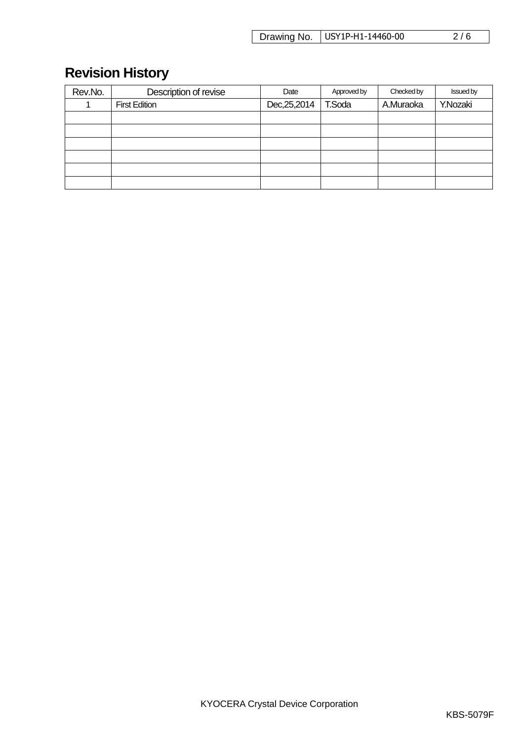# Revision History

| Rev.No. | Description of revise | Date | Approved by | Checked by | Issued by |
|---|---|---|---|---|---|
| 1 | First Edition | Dec,25,2014 | T.Soda | A.Muraoka | Y.Nozaki |
| | | | | | |
| | | | | | |
| | | | | | |
| | | | | | |
| | | | | | |
| | | | | | |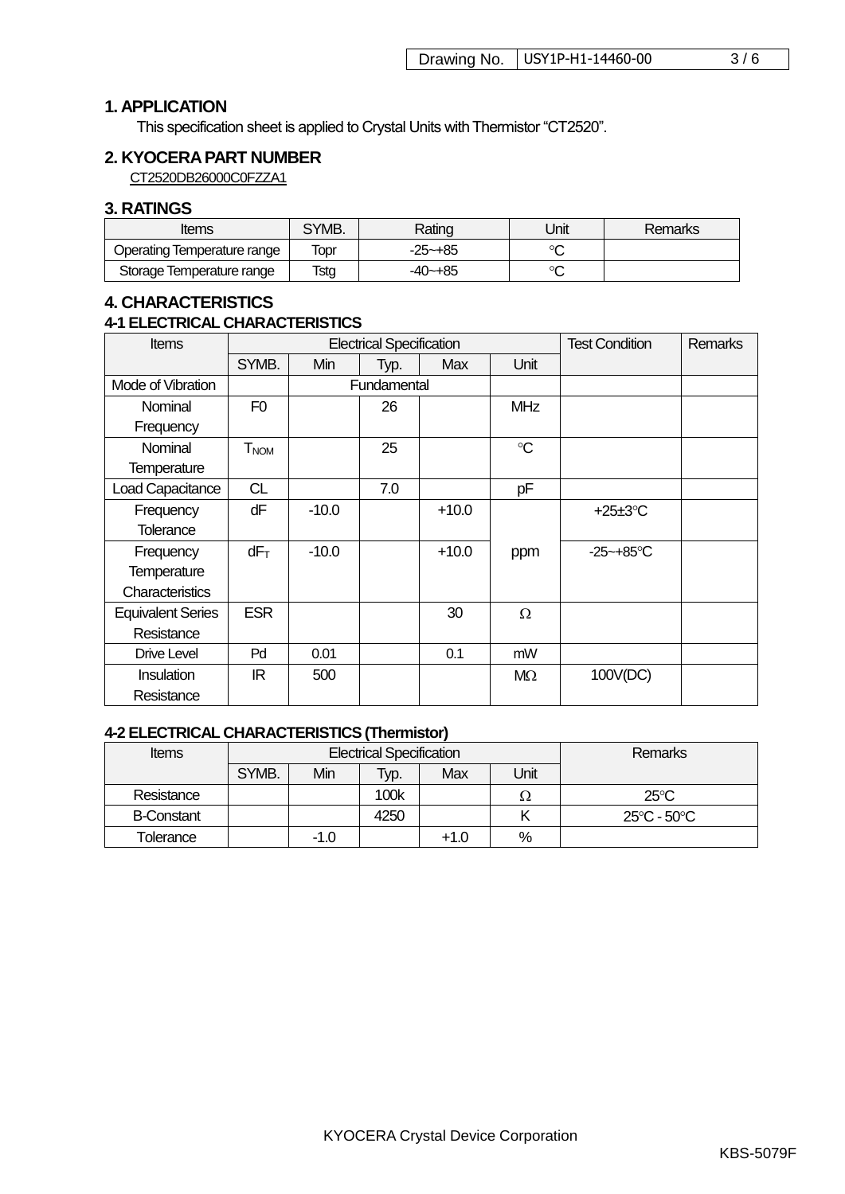## 1. APPLICATION

This specification sheet is applied to Crystal Units with Thermistor “CT2520”.

## 2. KYOCERA PART NUMBER

CT2520DB26000C0FZZA1

## 3. RATINGS

| Items | SYMB. | Rating | Unit | Remarks |
|---|---|---|---|---|
| Operating Temperature range | Topr | -25~+85 | °C | |
| Storage Temperature range | Tstg | -40~+85 | °C | |

## 4. CHARACTERISTICS

### 4-1 ELECTRICAL CHARACTERISTICS

| Items | Electrical Specification | | | | | Test Condition | Remarks |
|---|---|---|---|---|---|---|---|
| | SYMB. | Min | Typ. | Max | Unit | | |
| Mode of Vibration | | Fundamental | | | | | |
| Nominal Frequency | F0 | | 26 | | MHz | | |
| Nominal Temperature | $T_{NOM}$ | | 25 | | °C | | |
| Load Capacitance | CL | | 7.0 | | pF | | |
| Frequency Tolerance | dF | -10.0 | | +10.0 | ppm | +25±3°C | |
| Frequency Temperature Characteristics | $dF_T$ | -10.0 | | +10.0 | ppm | -25~+85°C | |
| Equivalent Series Resistance | ESR | | | 30 | Ω | | |
| Drive Level | Pd | 0.01 | | 0.1 | mW | | |
| Insulation Resistance | IR | 500 | | | MΩ | 100V(DC) | |

### 4-2 ELECTRICAL CHARACTERISTICS (Thermistor)

| Items | Electrical Specification | | | | | Remarks |
|---|---|---|---|---|---|---|
| | SYMB. | Min | Typ. | Max | Unit | |
| Resistance | | | 100k | | Ω | 25°C |
| B-Constant | | | 4250 | | K | 25°C - 50°C |
| Tolerance | | -1.0 | | +1.0 | % | |

KYOCERA Crystal Device Corporation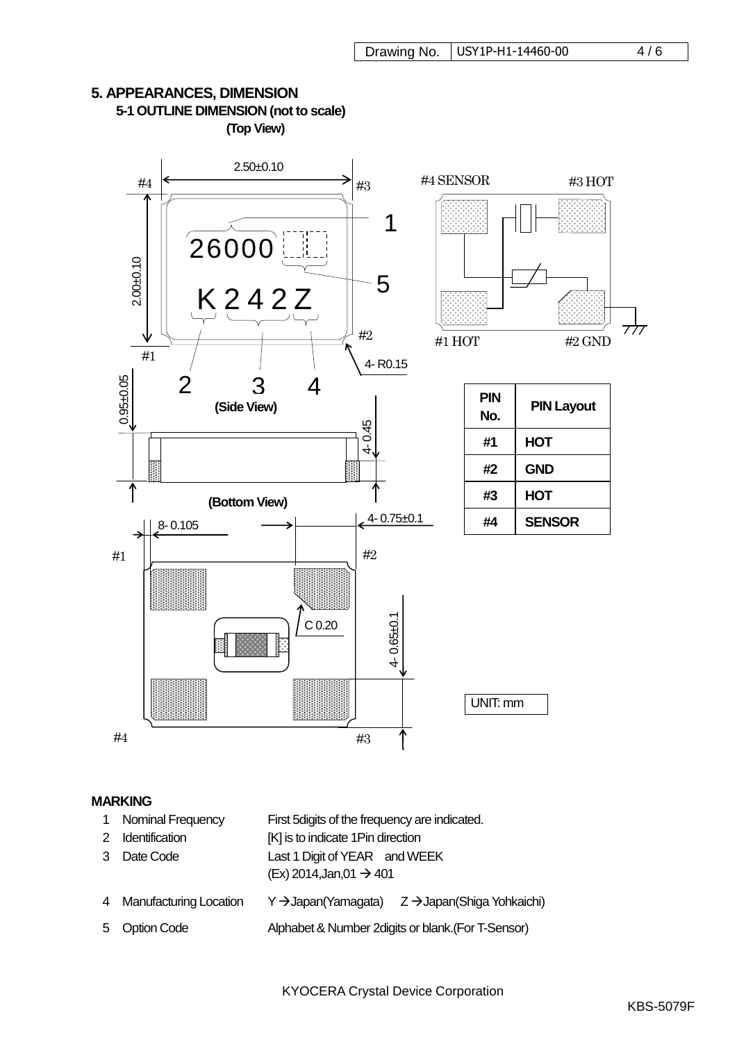## 5. APPEARANCES, DIMENSION

### 5-1 OUTLINE DIMENSION (not to scale)

(Top View)

2.50±0.10

2.00±0.10

#4 #3 #2 #1

26000

K 2 4 2 Z

1 2 3 4 5

4- R0.15

#4 SENSOR #3 HOT #1 HOT #2 GND

(Side View)

0.95±0.05

4- 0.45

(Bottom View)

8- 0.105

4- 0.75±0.1

C 0.20

4- 0.65±0.1

| PIN No. | PIN Layout |
|---|---|
| #1 | HOT |
| #2 | GND |
| #3 | HOT |
| #4 | SENSOR |

UNIT: mm

### MARKING

| | | |
|---|---|---|
| 1 | Nominal Frequency | First 5digits of the frequency are indicated. |
| 2 | Identification | [K] is to indicate 1Pin direction |
| 3 | Date Code | Last 1 Digit of YEAR and WEEK<br>(Ex) 2014,Jan,01 → 401 |
| 4 | Manufacturing Location | Y →Japan(Yamagata) Z →Japan(Shiga Yohkaichi) |
| 5 | Option Code | Alphabet & Number 2digits or blank.(For T-Sensor) |

KYOCERA Crystal Device Corporation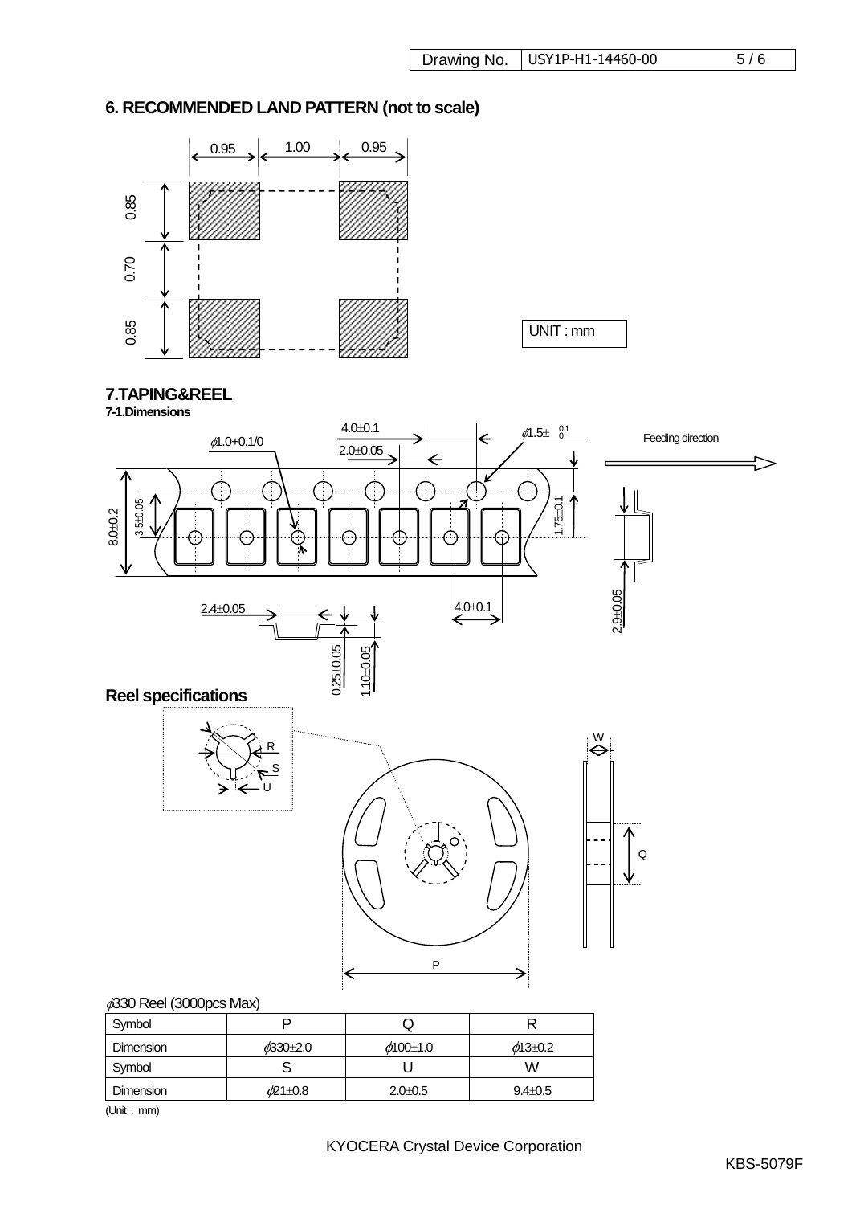## 6. RECOMMENDED LAND PATTERN (not to scale)

0.95 1.00 0.95

0.85
0.70
0.85

UNIT : mm

## 7.TAPING&REEL

### 7-1.Dimensions

4.0±0.1
ϕ1.0+0.1/0
2.0±0.05
ϕ1.5± 0.1/0
Feeding direction
8.0±0.2
3.5±0.05
1.75±0.1
2.4±0.05
4.0±0.1
2.9±0.05
0.25±0.05
1.10±0.05

## Reel specifications

R
S
U
W
Q
P

ϕ330 Reel (3000pcs Max)

| Symbol | P | Q | R |
|---|---|---|---|
| Dimension | ϕ330±2.0 | ϕ100±1.0 | ϕ13±0.2 |
| Symbol | S | U | W |
| Dimension | ϕ21±0.8 | 2.0±0.5 | 9.4±0.5 |

(Unit : mm)

KYOCERA Crystal Device Corporation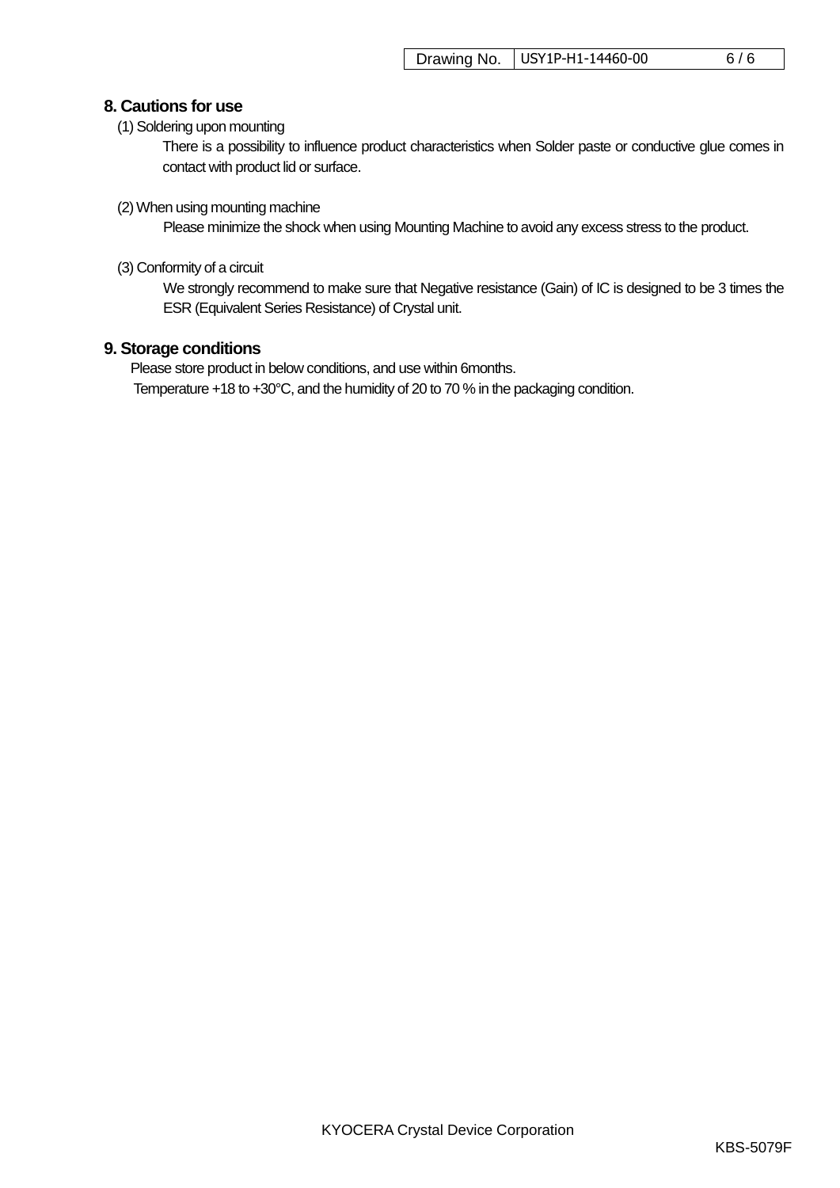## 8. Cautions for use

(1) Soldering upon mounting

There is a possibility to influence product characteristics when Solder paste or conductive glue comes in contact with product lid or surface.

(2) When using mounting machine

Please minimize the shock when using Mounting Machine to avoid any excess stress to the product.

(3) Conformity of a circuit

We strongly recommend to make sure that Negative resistance (Gain) of IC is designed to be 3 times the ESR (Equivalent Series Resistance) of Crystal unit.

## 9. Storage conditions

Please store product in below conditions, and use within 6months.

Temperature +18 to +30°C, and the humidity of 20 to 70 % in the packaging condition.